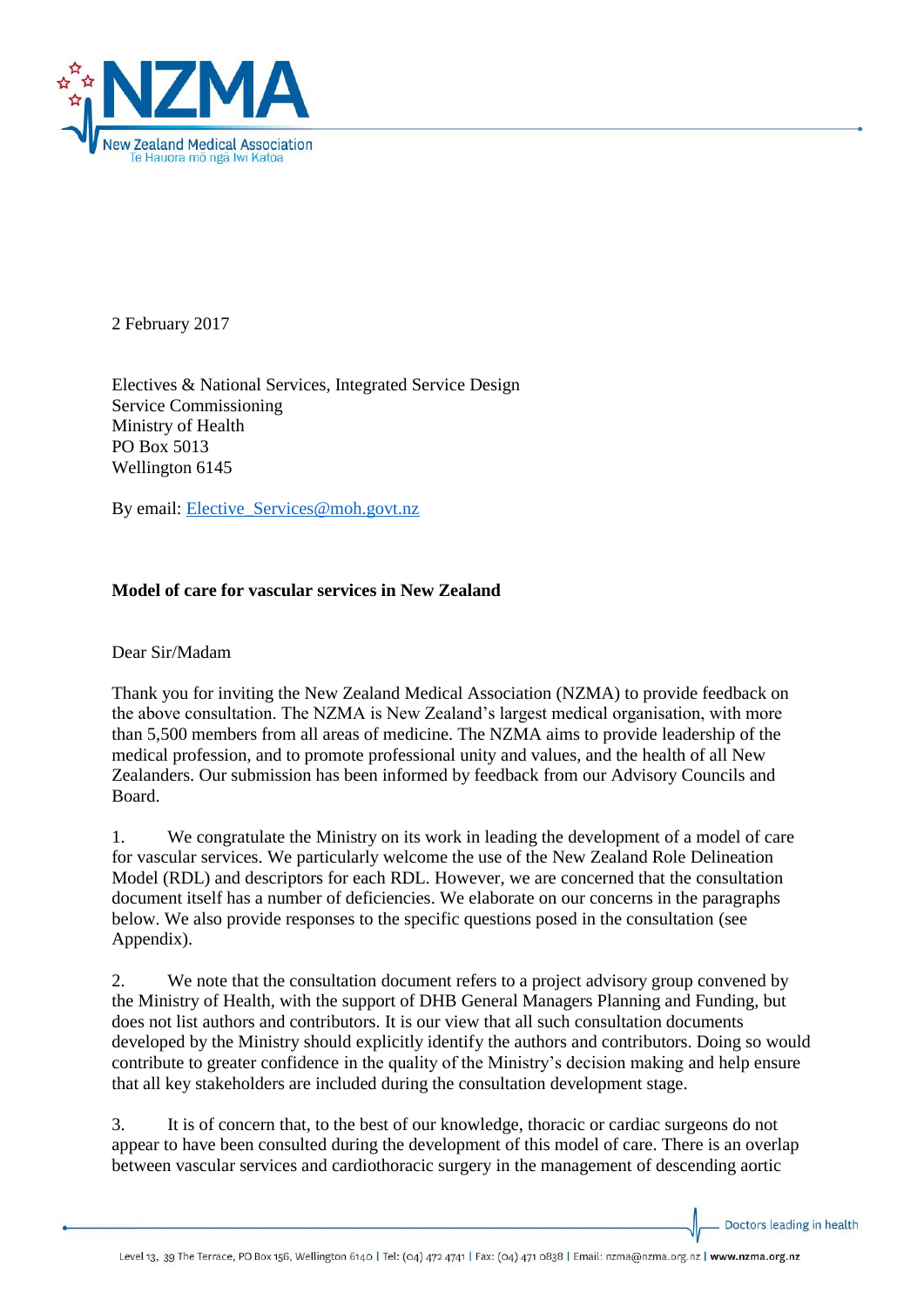2 February 2017

Electives & National Services, Integrated Service Design
Service Commissioning
Ministry of Health
PO Box 5013
Wellington 6145

By email: Elective_Services@moh.govt.nz

**Model of care for vascular services in New Zealand**

Dear Sir/Madam

Thank you for inviting the New Zealand Medical Association (NZMA) to provide feedback on the above consultation. The NZMA is New Zealand's largest medical organisation, with more than 5,500 members from all areas of medicine. The NZMA aims to provide leadership of the medical profession, and to promote professional unity and values, and the health of all New Zealanders. Our submission has been informed by feedback from our Advisory Councils and Board.

1. We congratulate the Ministry on its work in leading the development of a model of care for vascular services. We particularly welcome the use of the New Zealand Role Delineation Model (RDL) and descriptors for each RDL. However, we are concerned that the consultation document itself has a number of deficiencies. We elaborate on our concerns in the paragraphs below. We also provide responses to the specific questions posed in the consultation (see Appendix).

2. We note that the consultation document refers to a project advisory group convened by the Ministry of Health, with the support of DHB General Managers Planning and Funding, but does not list authors and contributors. It is our view that all such consultation documents developed by the Ministry should explicitly identify the authors and contributors. Doing so would contribute to greater confidence in the quality of the Ministry's decision making and help ensure that all key stakeholders are included during the consultation development stage.

3. It is of concern that, to the best of our knowledge, thoracic or cardiac surgeons do not appear to have been consulted during the development of this model of care. There is an overlap between vascular services and cardiothoracic surgery in the management of descending aortic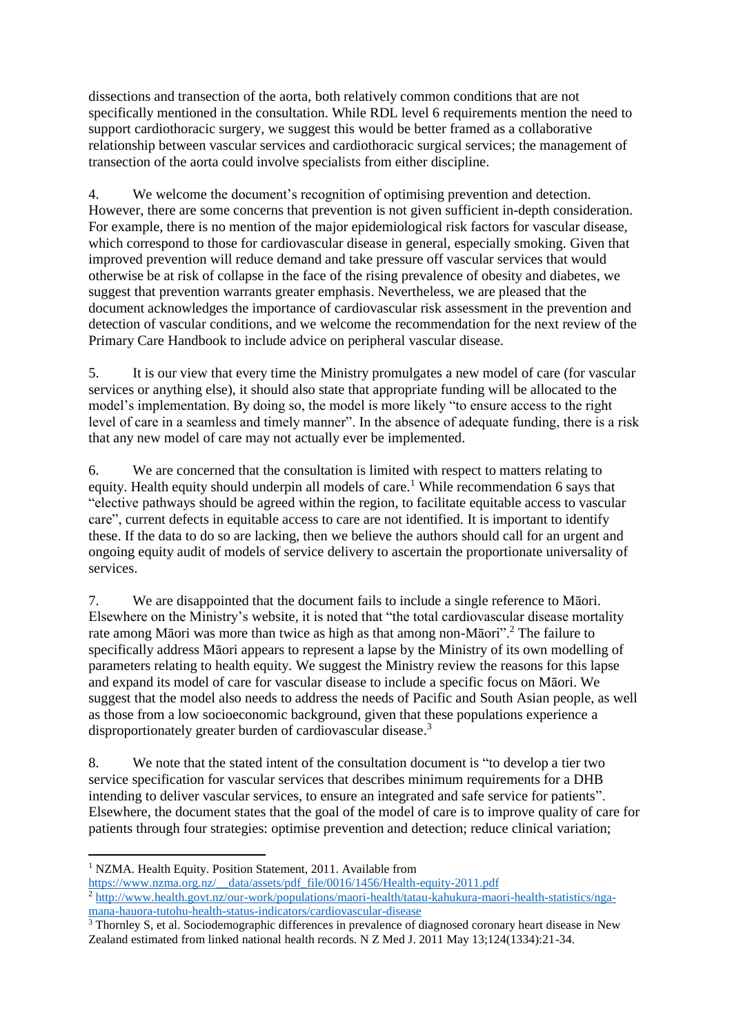dissections and transection of the aorta, both relatively common conditions that are not specifically mentioned in the consultation. While RDL level 6 requirements mention the need to support cardiothoracic surgery, we suggest this would be better framed as a collaborative relationship between vascular services and cardiothoracic surgical services; the management of transection of the aorta could involve specialists from either discipline.

4. We welcome the document's recognition of optimising prevention and detection. However, there are some concerns that prevention is not given sufficient in-depth consideration. For example, there is no mention of the major epidemiological risk factors for vascular disease, which correspond to those for cardiovascular disease in general, especially smoking. Given that improved prevention will reduce demand and take pressure off vascular services that would otherwise be at risk of collapse in the face of the rising prevalence of obesity and diabetes, we suggest that prevention warrants greater emphasis. Nevertheless, we are pleased that the document acknowledges the importance of cardiovascular risk assessment in the prevention and detection of vascular conditions, and we welcome the recommendation for the next review of the Primary Care Handbook to include advice on peripheral vascular disease.

5. It is our view that every time the Ministry promulgates a new model of care (for vascular services or anything else), it should also state that appropriate funding will be allocated to the model's implementation. By doing so, the model is more likely "to ensure access to the right level of care in a seamless and timely manner". In the absence of adequate funding, there is a risk that any new model of care may not actually ever be implemented.

6. We are concerned that the consultation is limited with respect to matters relating to equity. Health equity should underpin all models of care.[1] While recommendation 6 says that "elective pathways should be agreed within the region, to facilitate equitable access to vascular care", current defects in equitable access to care are not identified. It is important to identify these. If the data to do so are lacking, then we believe the authors should call for an urgent and ongoing equity audit of models of service delivery to ascertain the proportionate universality of services.

7. We are disappointed that the document fails to include a single reference to Māori. Elsewhere on the Ministry's website, it is noted that "the total cardiovascular disease mortality rate among Māori was more than twice as high as that among non-Māori".[2] The failure to specifically address Māori appears to represent a lapse by the Ministry of its own modelling of parameters relating to health equity. We suggest the Ministry review the reasons for this lapse and expand its model of care for vascular disease to include a specific focus on Māori. We suggest that the model also needs to address the needs of Pacific and South Asian people, as well as those from a low socioeconomic background, given that these populations experience a disproportionately greater burden of cardiovascular disease.[3]

8. We note that the stated intent of the consultation document is "to develop a tier two service specification for vascular services that describes minimum requirements for a DHB intending to deliver vascular services, to ensure an integrated and safe service for patients". Elsewhere, the document states that the goal of the model of care is to improve quality of care for patients through four strategies: optimise prevention and detection; reduce clinical variation;

---

[1] NZMA. Health Equity. Position Statement, 2011. Available from https://www.nzma.org.nz/__data/assets/pdf_file/0016/1456/Health-equity-2011.pdf

[2] http://www.health.govt.nz/our-work/populations/maori-health/tatau-kahukura-maori-health-statistics/nga-mana-hauora-tutohu-health-status-indicators/cardiovascular-disease

[3] Thornley S, et al. Sociodemographic differences in prevalence of diagnosed coronary heart disease in New Zealand estimated from linked national health records. N Z Med J. 2011 May 13;124(1334):21-34.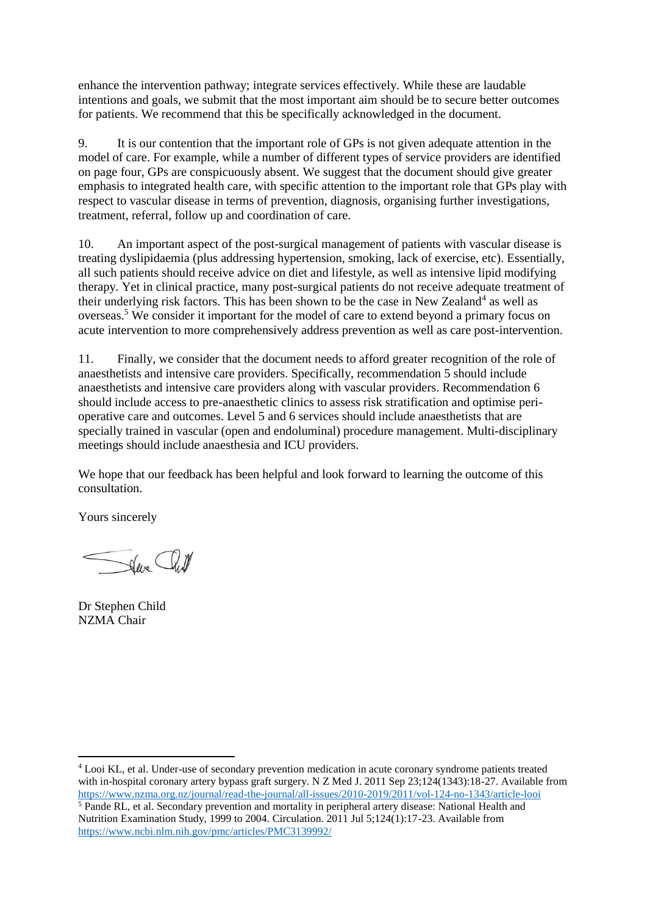enhance the intervention pathway; integrate services effectively. While these are laudable intentions and goals, we submit that the most important aim should be to secure better outcomes for patients. We recommend that this be specifically acknowledged in the document.

9. It is our contention that the important role of GPs is not given adequate attention in the model of care. For example, while a number of different types of service providers are identified on page four, GPs are conspicuously absent. We suggest that the document should give greater emphasis to integrated health care, with specific attention to the important role that GPs play with respect to vascular disease in terms of prevention, diagnosis, organising further investigations, treatment, referral, follow up and coordination of care.

10. An important aspect of the post-surgical management of patients with vascular disease is treating dyslipidaemia (plus addressing hypertension, smoking, lack of exercise, etc). Essentially, all such patients should receive advice on diet and lifestyle, as well as intensive lipid modifying therapy. Yet in clinical practice, many post-surgical patients do not receive adequate treatment of their underlying risk factors. This has been shown to be the case in New Zealand[4] as well as overseas.[5] We consider it important for the model of care to extend beyond a primary focus on acute intervention to more comprehensively address prevention as well as care post-intervention.

11. Finally, we consider that the document needs to afford greater recognition of the role of anaesthetists and intensive care providers. Specifically, recommendation 5 should include anaesthetists and intensive care providers along with vascular providers. Recommendation 6 should include access to pre-anaesthetic clinics to assess risk stratification and optimise peri-operative care and outcomes. Level 5 and 6 services should include anaesthetists that are specially trained in vascular (open and endoluminal) procedure management. Multi-disciplinary meetings should include anaesthesia and ICU providers.

We hope that our feedback has been helpful and look forward to learning the outcome of this consultation.

Yours sincerely

Dr Stephen Child
NZMA Chair

---

[4] Looi KL, et al. Under-use of secondary prevention medication in acute coronary syndrome patients treated with in-hospital coronary artery bypass graft surgery. N Z Med J. 2011 Sep 23;124(1343):18-27. Available from https://www.nzma.org.nz/journal/read-the-journal/all-issues/2010-2019/2011/vol-124-no-1343/article-looi

[5] Pande RL, et al. Secondary prevention and mortality in peripheral artery disease: National Health and Nutrition Examination Study, 1999 to 2004. Circulation. 2011 Jul 5;124(1):17-23. Available from https://www.ncbi.nlm.nih.gov/pmc/articles/PMC3139992/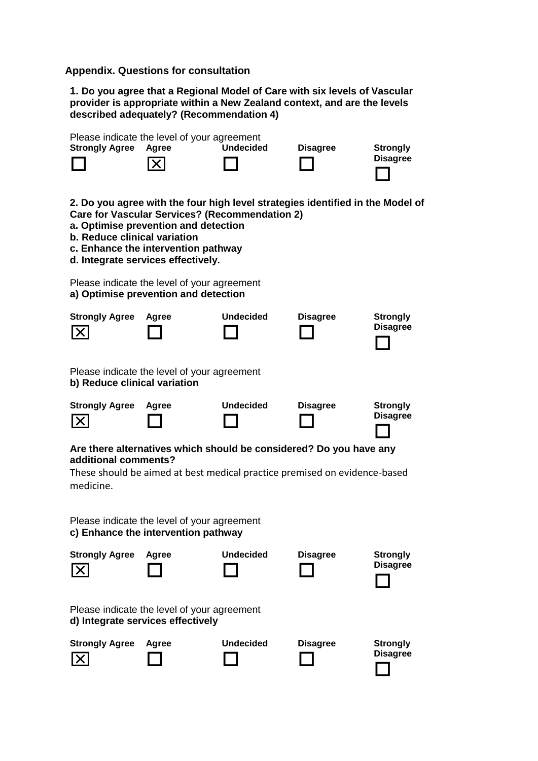**Appendix. Questions for consultation**

**1. Do you agree that a Regional Model of Care with six levels of Vascular provider is appropriate within a New Zealand context, and are the levels described adequately? (Recommendation 4)**

Please indicate the level of your agreement

| Strongly Agree | Agree | Undecided | Disagree | Strongly Disagree |
|---|---|---|---|---|
| ☐ | ☒ | ☐ | ☐ | ☐ |

**2. Do you agree with the four high level strategies identified in the Model of Care for Vascular Services? (Recommendation 2)**

**a. Optimise prevention and detection**
**b. Reduce clinical variation**
**c. Enhance the intervention pathway**
**d. Integrate services effectively.**

Please indicate the level of your agreement
**a) Optimise prevention and detection**

| Strongly Agree | Agree | Undecided | Disagree | Strongly Disagree |
|---|---|---|---|---|
| ☒ | ☐ | ☐ | ☐ | ☐ |

Please indicate the level of your agreement
**b) Reduce clinical variation**

| Strongly Agree | Agree | Undecided | Disagree | Strongly Disagree |
|---|---|---|---|---|
| ☒ | ☐ | ☐ | ☐ | ☐ |

**Are there alternatives which should be considered? Do you have any additional comments?**

These should be aimed at best medical practice premised on evidence-based medicine.

Please indicate the level of your agreement
**c) Enhance the intervention pathway**

| Strongly Agree | Agree | Undecided | Disagree | Strongly Disagree |
|---|---|---|---|---|
| ☒ | ☐ | ☐ | ☐ | ☐ |

Please indicate the level of your agreement
**d) Integrate services effectively**

| Strongly Agree | Agree | Undecided | Disagree | Strongly Disagree |
|---|---|---|---|---|
| ☒ | ☐ | ☐ | ☐ | ☐ |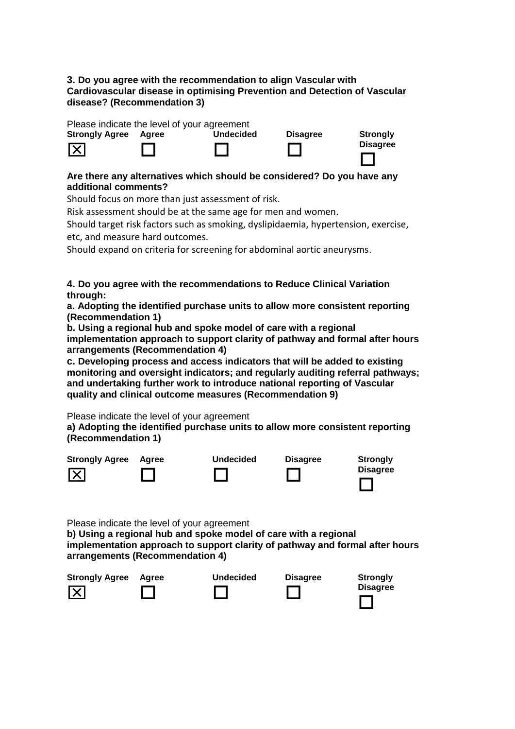**3. Do you agree with the recommendation to align Vascular with Cardiovascular disease in optimising Prevention and Detection of Vascular disease? (Recommendation 3)**

Please indicate the level of your agreement

| Strongly Agree | Agree | Undecided | Disagree | Strongly Disagree |
|---|---|---|---|---|
| ☒ | ☐ | ☐ | ☐ | ☐ |

**Are there any alternatives which should be considered? Do you have any additional comments?**

Should focus on more than just assessment of risk.

Risk assessment should be at the same age for men and women.

Should target risk factors such as smoking, dyslipidaemia, hypertension, exercise, etc, and measure hard outcomes.

Should expand on criteria for screening for abdominal aortic aneurysms.

**4. Do you agree with the recommendations to Reduce Clinical Variation through:**

**a. Adopting the identified purchase units to allow more consistent reporting (Recommendation 1)**

**b. Using a regional hub and spoke model of care with a regional implementation approach to support clarity of pathway and formal after hours arrangements (Recommendation 4)**

**c. Developing process and access indicators that will be added to existing monitoring and oversight indicators; and regularly auditing referral pathways; and undertaking further work to introduce national reporting of Vascular quality and clinical outcome measures (Recommendation 9)**

Please indicate the level of your agreement

**a) Adopting the identified purchase units to allow more consistent reporting (Recommendation 1)**

| Strongly Agree | Agree | Undecided | Disagree | Strongly Disagree |
|---|---|---|---|---|
| ☒ | ☐ | ☐ | ☐ | ☐ |

Please indicate the level of your agreement

**b) Using a regional hub and spoke model of care with a regional implementation approach to support clarity of pathway and formal after hours arrangements (Recommendation 4)**

| Strongly Agree | Agree | Undecided | Disagree | Strongly Disagree |
|---|---|---|---|---|
| ☒ | ☐ | ☐ | ☐ | ☐ |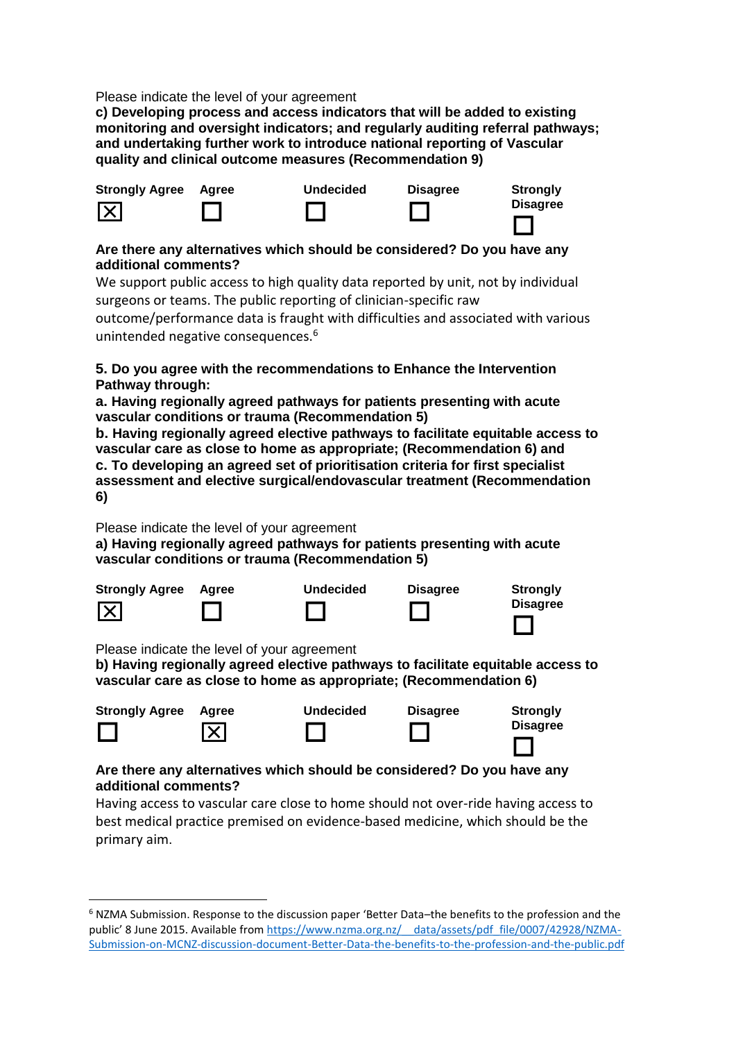Please indicate the level of your agreement

**c) Developing process and access indicators that will be added to existing monitoring and oversight indicators; and regularly auditing referral pathways; and undertaking further work to introduce national reporting of Vascular quality and clinical outcome measures (Recommendation 9)**

| Strongly Agree | Agree | Undecided | Disagree | Strongly Disagree |
|---|---|---|---|---|
| ☒ | ☐ | ☐ | ☐ | ☐ |

**Are there any alternatives which should be considered? Do you have any additional comments?**

We support public access to high quality data reported by unit, not by individual surgeons or teams. The public reporting of clinician-specific raw outcome/performance data is fraught with difficulties and associated with various unintended negative consequences.[6]

**5. Do you agree with the recommendations to Enhance the Intervention Pathway through:**

**a. Having regionally agreed pathways for patients presenting with acute vascular conditions or trauma (Recommendation 5)**

**b. Having regionally agreed elective pathways to facilitate equitable access to vascular care as close to home as appropriate; (Recommendation 6) and**

**c. To developing an agreed set of prioritisation criteria for first specialist assessment and elective surgical/endovascular treatment (Recommendation 6)**

Please indicate the level of your agreement

**a) Having regionally agreed pathways for patients presenting with acute vascular conditions or trauma (Recommendation 5)**

| Strongly Agree | Agree | Undecided | Disagree | Strongly Disagree |
|---|---|---|---|---|
| ☒ | ☐ | ☐ | ☐ | ☐ |

Please indicate the level of your agreement

**b) Having regionally agreed elective pathways to facilitate equitable access to vascular care as close to home as appropriate; (Recommendation 6)**

| Strongly Agree | Agree | Undecided | Disagree | Strongly Disagree |
|---|---|---|---|---|
| ☐ | ☒ | ☐ | ☐ | ☐ |

**Are there any alternatives which should be considered? Do you have any additional comments?**

Having access to vascular care close to home should not over-ride having access to best medical practice premised on evidence-based medicine, which should be the primary aim.

---

[6] NZMA Submission. Response to the discussion paper 'Better Data–the benefits to the profession and the public' 8 June 2015. Available from https://www.nzma.org.nz/__data/assets/pdf_file/0007/42928/NZMA-Submission-on-MCNZ-discussion-document-Better-Data-the-benefits-to-the-profession-and-the-public.pdf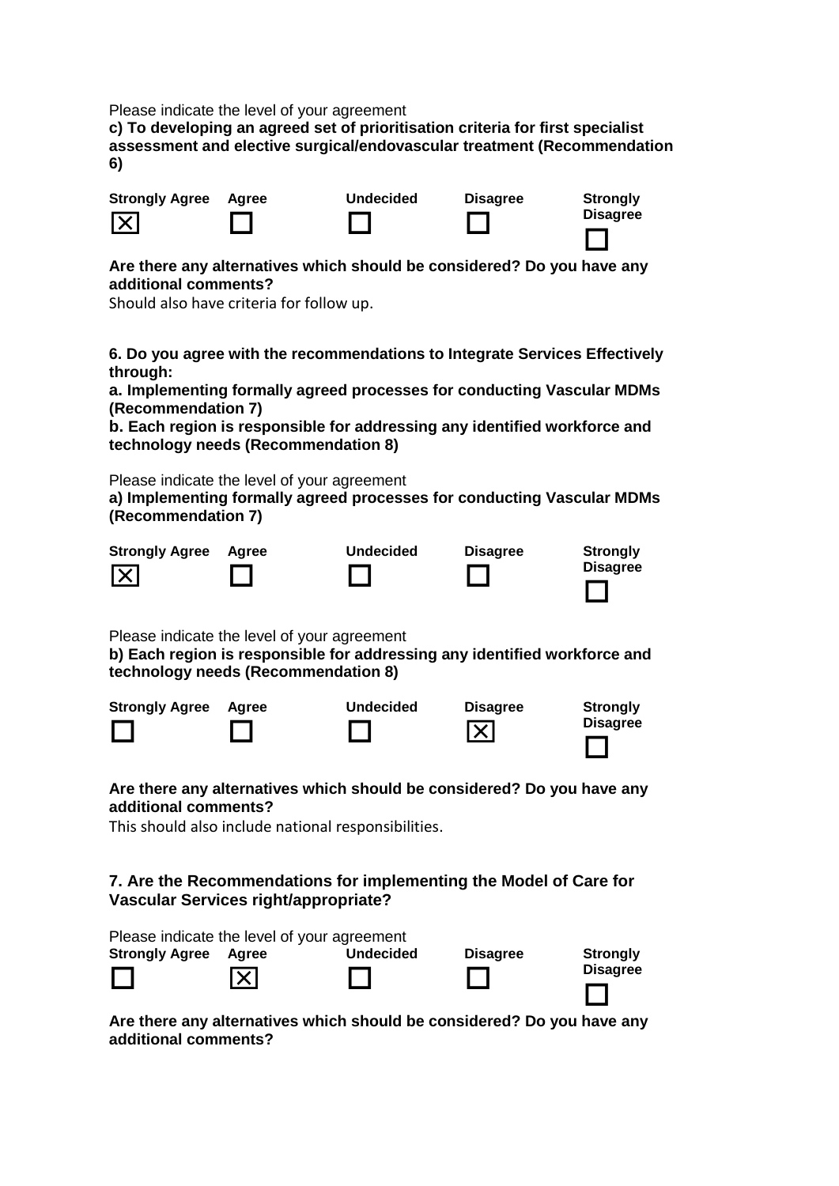Please indicate the level of your agreement

**c) To developing an agreed set of prioritisation criteria for first specialist assessment and elective surgical/endovascular treatment (Recommendation 6)**

| Strongly Agree | Agree | Undecided | Disagree | Strongly Disagree |
|---|---|---|---|---|
| ☒ | ☐ | ☐ | ☐ | ☐ |

**Are there any alternatives which should be considered? Do you have any additional comments?**

Should also have criteria for follow up.

**6. Do you agree with the recommendations to Integrate Services Effectively through:**

**a. Implementing formally agreed processes for conducting Vascular MDMs (Recommendation 7)**

**b. Each region is responsible for addressing any identified workforce and technology needs (Recommendation 8)**

Please indicate the level of your agreement

**a) Implementing formally agreed processes for conducting Vascular MDMs (Recommendation 7)**

| Strongly Agree | Agree | Undecided | Disagree | Strongly Disagree |
|---|---|---|---|---|
| ☒ | ☐ | ☐ | ☐ | ☐ |

Please indicate the level of your agreement

**b) Each region is responsible for addressing any identified workforce and technology needs (Recommendation 8)**

| Strongly Agree | Agree | Undecided | Disagree | Strongly Disagree |
|---|---|---|---|---|
| ☐ | ☐ | ☐ | ☒ | ☐ |

**Are there any alternatives which should be considered? Do you have any additional comments?**

This should also include national responsibilities.

**7. Are the Recommendations for implementing the Model of Care for Vascular Services right/appropriate?**

Please indicate the level of your agreement

| Strongly Agree | Agree | Undecided | Disagree | Strongly Disagree |
|---|---|---|---|---|
| ☐ | ☒ | ☐ | ☐ | ☐ |

**Are there any alternatives which should be considered? Do you have any additional comments?**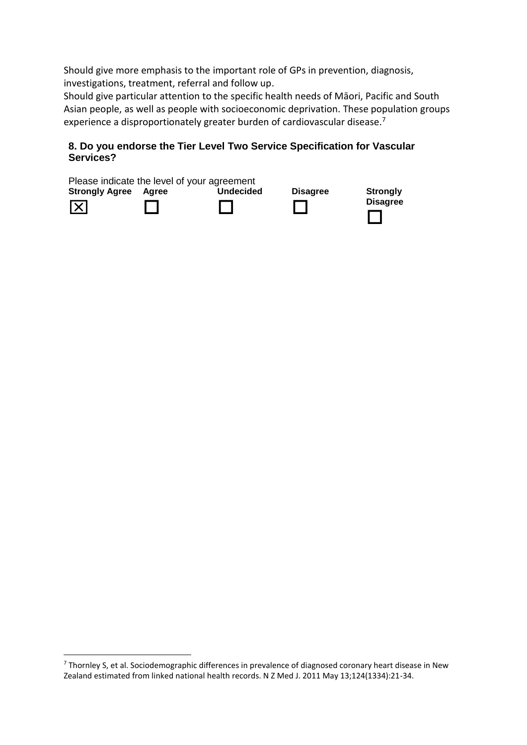Should give more emphasis to the important role of GPs in prevention, diagnosis, investigations, treatment, referral and follow up.

Should give particular attention to the specific health needs of Māori, Pacific and South Asian people, as well as people with socioeconomic deprivation. These population groups experience a disproportionately greater burden of cardiovascular disease.[7]

**8. Do you endorse the Tier Level Two Service Specification for Vascular Services?**

Please indicate the level of your agreement

| Strongly Agree | Agree | Undecided | Disagree | Strongly Disagree |
|---|---|---|---|---|
| ☒ | ☐ | ☐ | ☐ | ☐ |

[7] Thornley S, et al. Sociodemographic differences in prevalence of diagnosed coronary heart disease in New Zealand estimated from linked national health records. N Z Med J. 2011 May 13;124(1334):21-34.